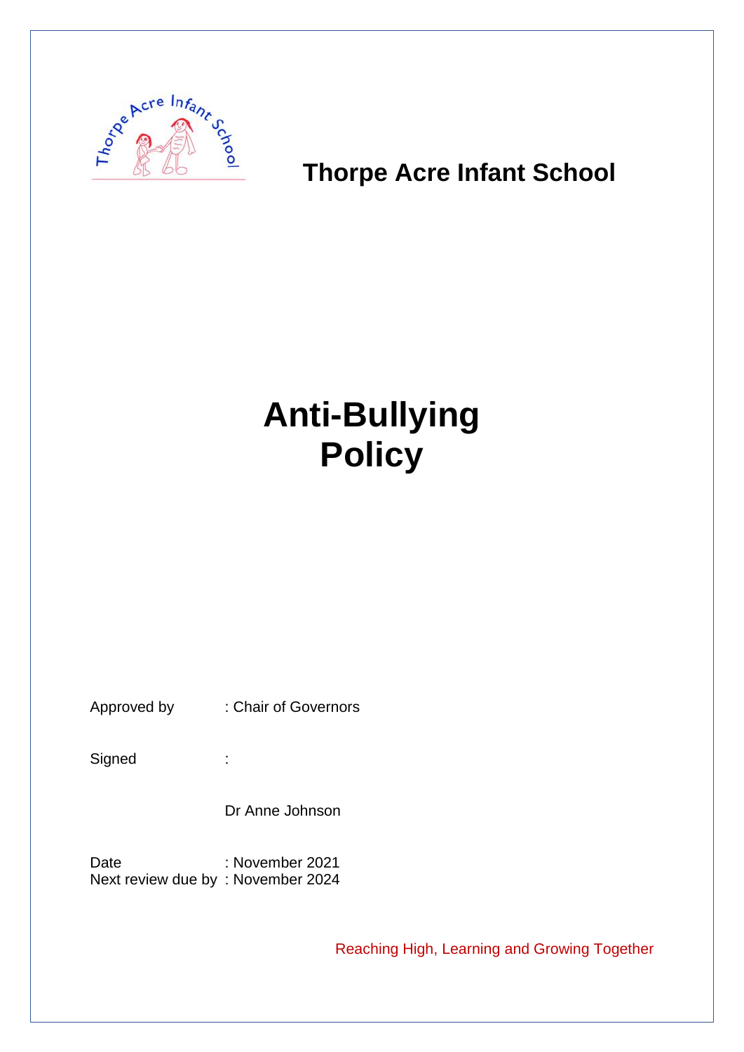## Thorpe Acre Infant School

# Anti-Bullying Policy

Approved by : Chair of Governors

Signed :

Dr Anne Johnson

Date : November 2021
Next review due by : November 2024

Reaching High, Learning and Growing Together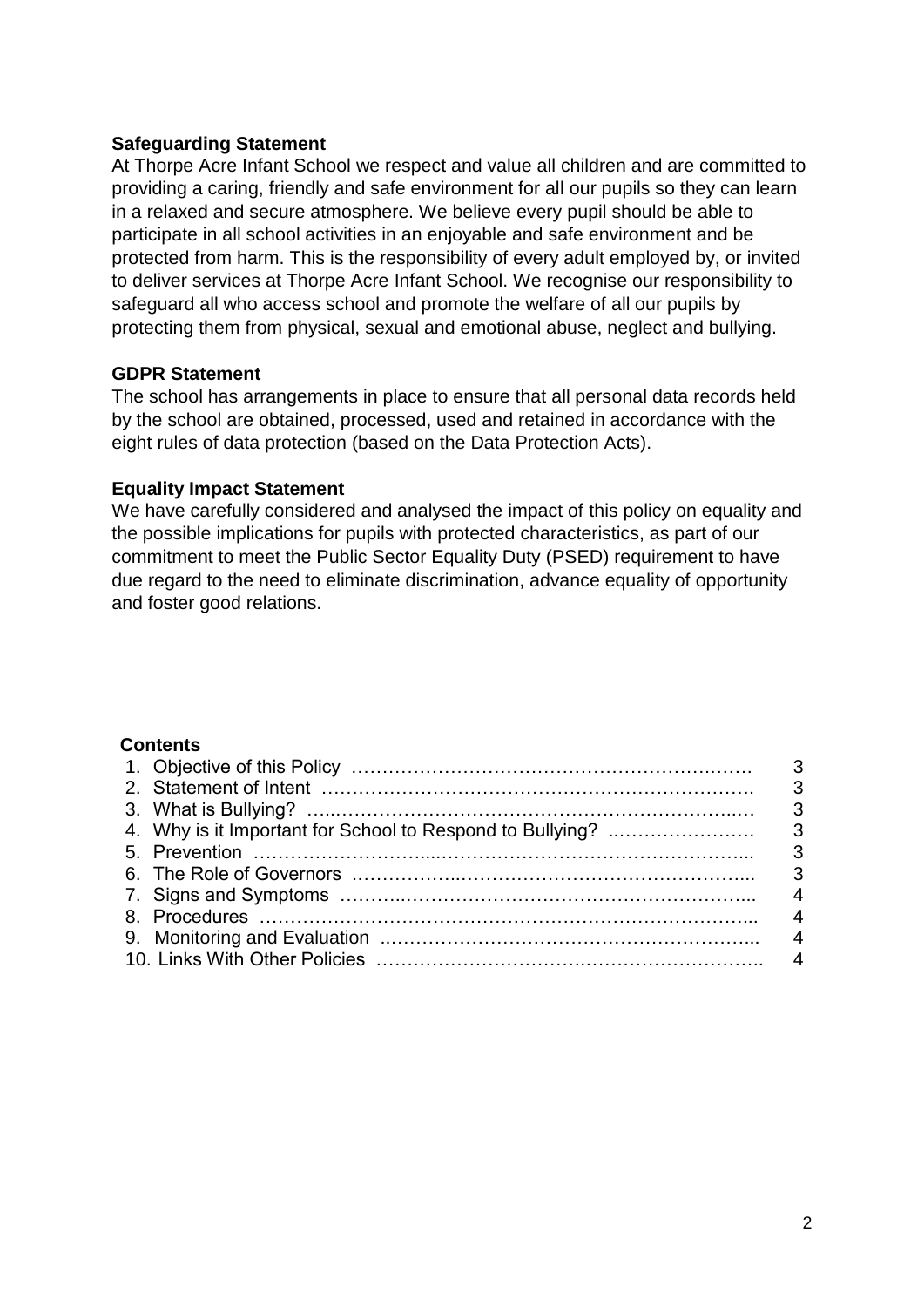**Safeguarding Statement**

At Thorpe Acre Infant School we respect and value all children and are committed to providing a caring, friendly and safe environment for all our pupils so they can learn in a relaxed and secure atmosphere. We believe every pupil should be able to participate in all school activities in an enjoyable and safe environment and be protected from harm. This is the responsibility of every adult employed by, or invited to deliver services at Thorpe Acre Infant School. We recognise our responsibility to safeguard all who access school and promote the welfare of all our pupils by protecting them from physical, sexual and emotional abuse, neglect and bullying.

**GDPR Statement**

The school has arrangements in place to ensure that all personal data records held by the school are obtained, processed, used and retained in accordance with the eight rules of data protection (based on the Data Protection Acts).

**Equality Impact Statement**

We have carefully considered and analysed the impact of this policy on equality and the possible implications for pupils with protected characteristics, as part of our commitment to meet the Public Sector Equality Duty (PSED) requirement to have due regard to the need to eliminate discrimination, advance equality of opportunity and foster good relations.

**Contents**

| | |
|---|---|
| 1. Objective of this Policy | 3 |
| 2. Statement of Intent | 3 |
| 3. What is Bullying? | 3 |
| 4. Why is it Important for School to Respond to Bullying? | 3 |
| 5. Prevention | 3 |
| 6. The Role of Governors | 3 |
| 7. Signs and Symptoms | 4 |
| 8. Procedures | 4 |
| 9. Monitoring and Evaluation | 4 |
| 10. Links With Other Policies | 4 |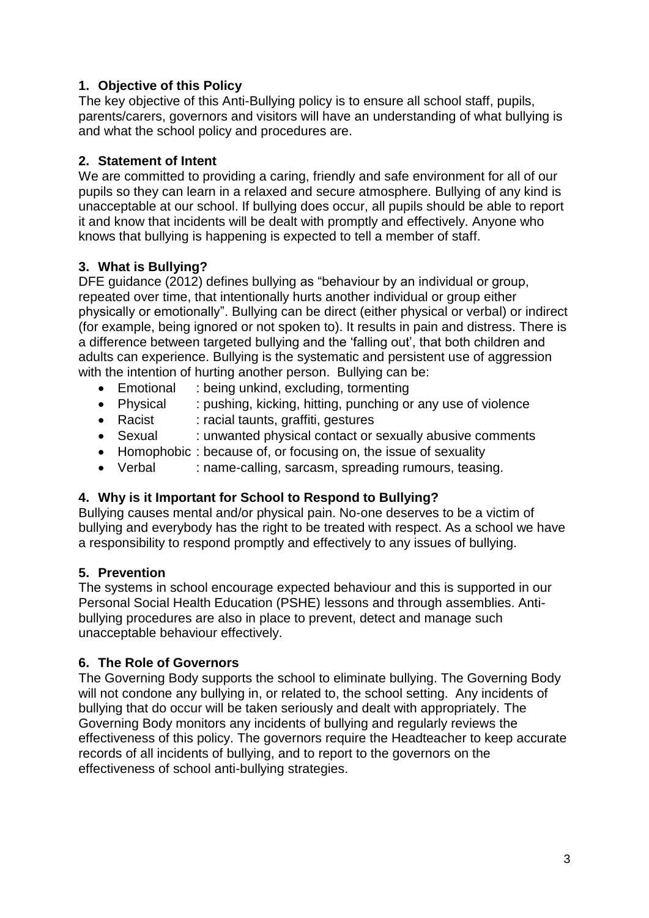## 1. Objective of this Policy

The key objective of this Anti-Bullying policy is to ensure all school staff, pupils, parents/carers, governors and visitors will have an understanding of what bullying is and what the school policy and procedures are.

## 2. Statement of Intent

We are committed to providing a caring, friendly and safe environment for all of our pupils so they can learn in a relaxed and secure atmosphere. Bullying of any kind is unacceptable at our school. If bullying does occur, all pupils should be able to report it and know that incidents will be dealt with promptly and effectively. Anyone who knows that bullying is happening is expected to tell a member of staff.

## 3. What is Bullying?

DFE guidance (2012) defines bullying as "behaviour by an individual or group, repeated over time, that intentionally hurts another individual or group either physically or emotionally". Bullying can be direct (either physical or verbal) or indirect (for example, being ignored or not spoken to). It results in pain and distress. There is a difference between targeted bullying and the 'falling out', that both children and adults can experience. Bullying is the systematic and persistent use of aggression with the intention of hurting another person. Bullying can be:

- Emotional : being unkind, excluding, tormenting
- Physical : pushing, kicking, hitting, punching or any use of violence
- Racist : racial taunts, graffiti, gestures
- Sexual : unwanted physical contact or sexually abusive comments
- Homophobic : because of, or focusing on, the issue of sexuality
- Verbal : name-calling, sarcasm, spreading rumours, teasing.

## 4. Why is it Important for School to Respond to Bullying?

Bullying causes mental and/or physical pain. No-one deserves to be a victim of bullying and everybody has the right to be treated with respect. As a school we have a responsibility to respond promptly and effectively to any issues of bullying.

## 5. Prevention

The systems in school encourage expected behaviour and this is supported in our Personal Social Health Education (PSHE) lessons and through assemblies. Anti-bullying procedures are also in place to prevent, detect and manage such unacceptable behaviour effectively.

## 6. The Role of Governors

The Governing Body supports the school to eliminate bullying. The Governing Body will not condone any bullying in, or related to, the school setting. Any incidents of bullying that do occur will be taken seriously and dealt with appropriately. The Governing Body monitors any incidents of bullying and regularly reviews the effectiveness of this policy. The governors require the Headteacher to keep accurate records of all incidents of bullying, and to report to the governors on the effectiveness of school anti-bullying strategies.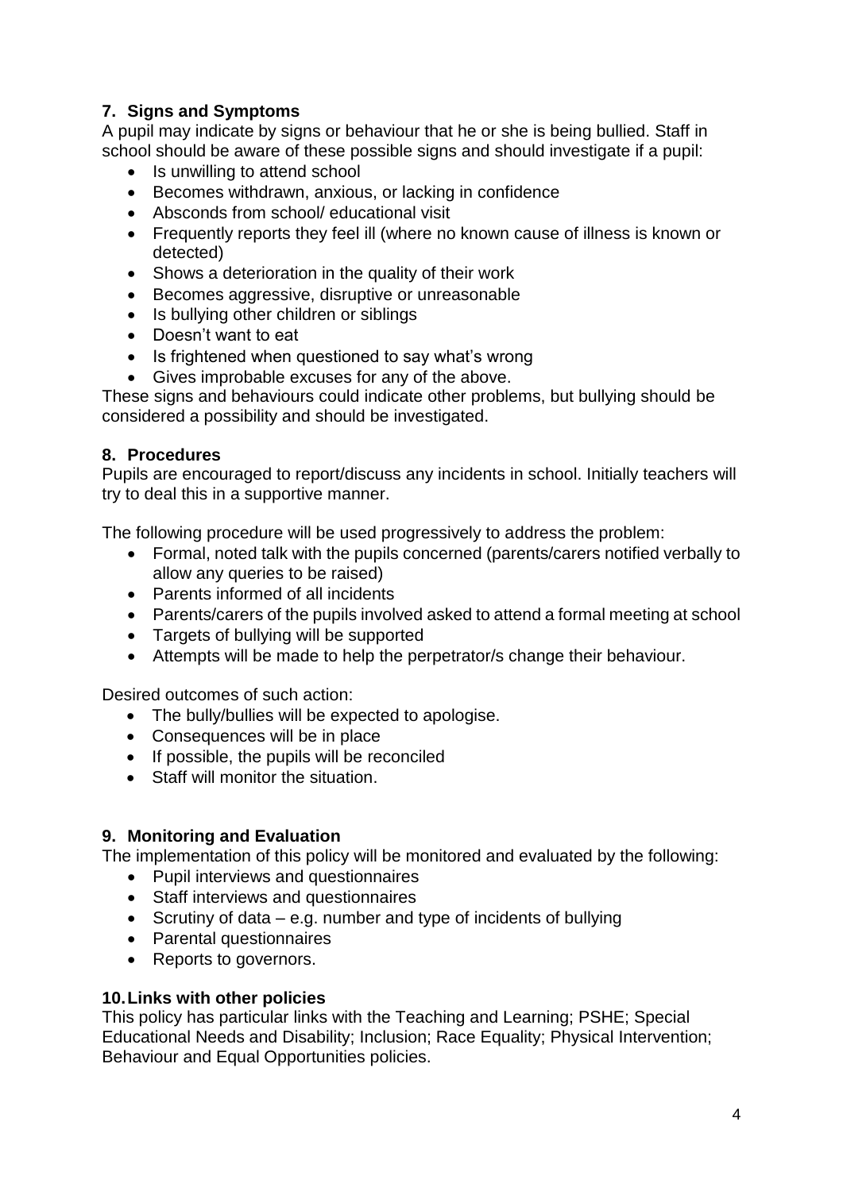## 7. Signs and Symptoms

A pupil may indicate by signs or behaviour that he or she is being bullied. Staff in school should be aware of these possible signs and should investigate if a pupil:

- Is unwilling to attend school
- Becomes withdrawn, anxious, or lacking in confidence
- Absconds from school/ educational visit
- Frequently reports they feel ill (where no known cause of illness is known or detected)
- Shows a deterioration in the quality of their work
- Becomes aggressive, disruptive or unreasonable
- Is bullying other children or siblings
- Doesn't want to eat
- Is frightened when questioned to say what's wrong
- Gives improbable excuses for any of the above.

These signs and behaviours could indicate other problems, but bullying should be considered a possibility and should be investigated.

## 8. Procedures

Pupils are encouraged to report/discuss any incidents in school. Initially teachers will try to deal this in a supportive manner.

The following procedure will be used progressively to address the problem:

- Formal, noted talk with the pupils concerned (parents/carers notified verbally to allow any queries to be raised)
- Parents informed of all incidents
- Parents/carers of the pupils involved asked to attend a formal meeting at school
- Targets of bullying will be supported
- Attempts will be made to help the perpetrator/s change their behaviour.

Desired outcomes of such action:

- The bully/bullies will be expected to apologise.
- Consequences will be in place
- If possible, the pupils will be reconciled
- Staff will monitor the situation.

## 9. Monitoring and Evaluation

The implementation of this policy will be monitored and evaluated by the following:

- Pupil interviews and questionnaires
- Staff interviews and questionnaires
- Scrutiny of data – e.g. number and type of incidents of bullying
- Parental questionnaires
- Reports to governors.

## 10. Links with other policies

This policy has particular links with the Teaching and Learning; PSHE; Special Educational Needs and Disability; Inclusion; Race Equality; Physical Intervention; Behaviour and Equal Opportunities policies.